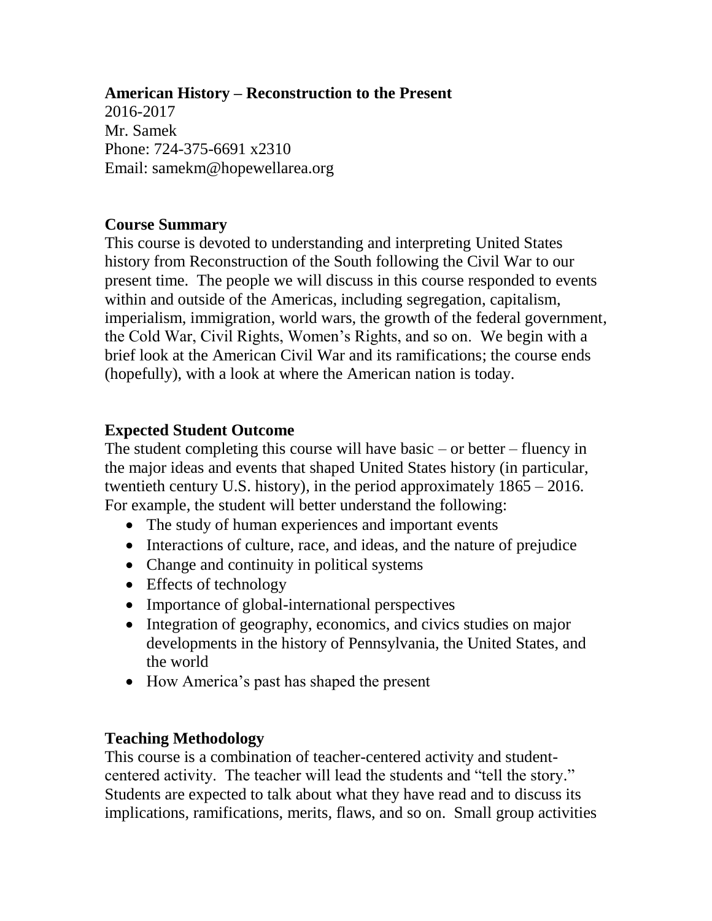**American History – Reconstruction to the Present**

2016-2017
Mr. Samek
Phone: 724-375-6691 x2310
Email: samekm@hopewellarea.org

## Course Summary

This course is devoted to understanding and interpreting United States history from Reconstruction of the South following the Civil War to our present time. The people we will discuss in this course responded to events within and outside of the Americas, including segregation, capitalism, imperialism, immigration, world wars, the growth of the federal government, the Cold War, Civil Rights, Women's Rights, and so on. We begin with a brief look at the American Civil War and its ramifications; the course ends (hopefully), with a look at where the American nation is today.

## Expected Student Outcome

The student completing this course will have basic – or better – fluency in the major ideas and events that shaped United States history (in particular, twentieth century U.S. history), in the period approximately 1865 – 2016. For example, the student will better understand the following:

- The study of human experiences and important events
- Interactions of culture, race, and ideas, and the nature of prejudice
- Change and continuity in political systems
- Effects of technology
- Importance of global-international perspectives
- Integration of geography, economics, and civics studies on major developments in the history of Pennsylvania, the United States, and the world
- How America's past has shaped the present

## Teaching Methodology

This course is a combination of teacher-centered activity and student-centered activity. The teacher will lead the students and "tell the story." Students are expected to talk about what they have read and to discuss its implications, ramifications, merits, flaws, and so on. Small group activities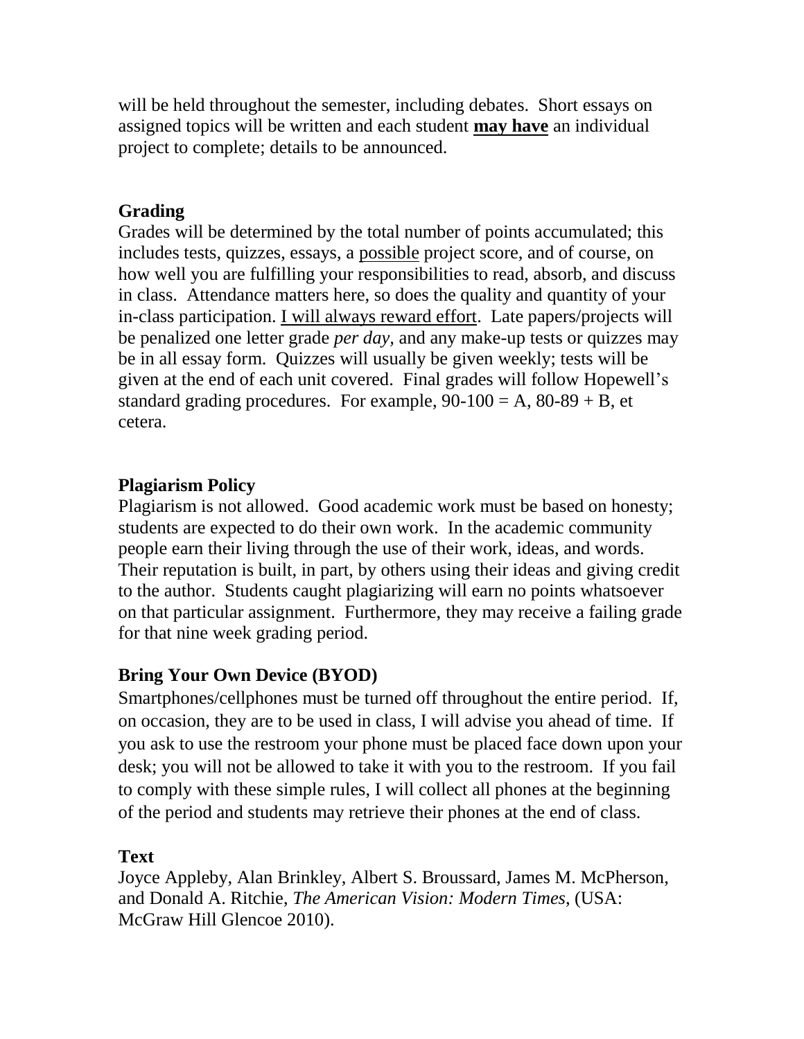will be held throughout the semester, including debates. Short essays on assigned topics will be written and each student **may have** an individual project to complete; details to be announced.

### Grading

Grades will be determined by the total number of points accumulated; this includes tests, quizzes, essays, a <u>possible</u> project score, and of course, on how well you are fulfilling your responsibilities to read, absorb, and discuss in class. Attendance matters here, so does the quality and quantity of your in-class participation. <u>I will always reward effort</u>. Late papers/projects will be penalized one letter grade *per day*, and any make-up tests or quizzes may be in all essay form. Quizzes will usually be given weekly; tests will be given at the end of each unit covered. Final grades will follow Hopewell's standard grading procedures. For example, 90-100 = A, 80-89 + B, et cetera.

### Plagiarism Policy

Plagiarism is not allowed. Good academic work must be based on honesty; students are expected to do their own work. In the academic community people earn their living through the use of their work, ideas, and words. Their reputation is built, in part, by others using their ideas and giving credit to the author. Students caught plagiarizing will earn no points whatsoever on that particular assignment. Furthermore, they may receive a failing grade for that nine week grading period.

### Bring Your Own Device (BYOD)

Smartphones/cellphones must be turned off throughout the entire period. If, on occasion, they are to be used in class, I will advise you ahead of time. If you ask to use the restroom your phone must be placed face down upon your desk; you will not be allowed to take it with you to the restroom. If you fail to comply with these simple rules, I will collect all phones at the beginning of the period and students may retrieve their phones at the end of class.

### Text

Joyce Appleby, Alan Brinkley, Albert S. Broussard, James M. McPherson, and Donald A. Ritchie, *The American Vision: Modern Times*, (USA: McGraw Hill Glencoe 2010).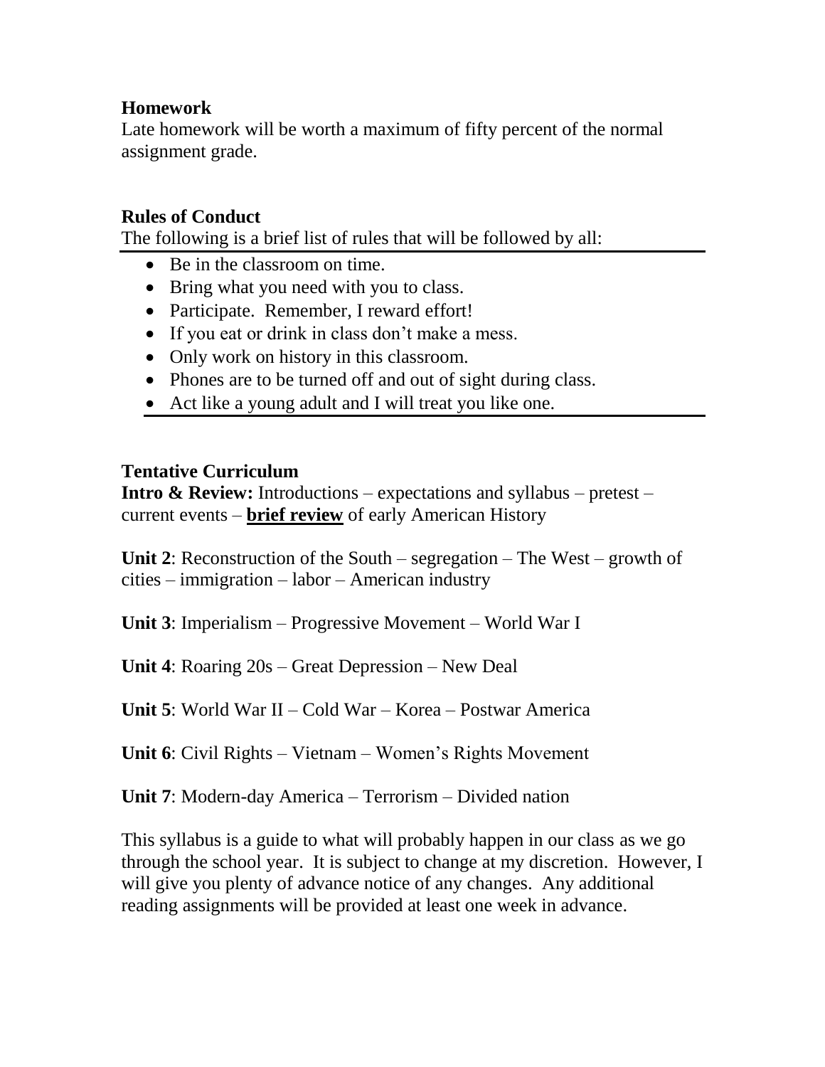**Homework**

Late homework will be worth a maximum of fifty percent of the normal assignment grade.

**Rules of Conduct**

The following is a brief list of rules that will be followed by all:

- Be in the classroom on time.
- Bring what you need with you to class.
- Participate. Remember, I reward effort!
- If you eat or drink in class don't make a mess.
- Only work on history in this classroom.
- Phones are to be turned off and out of sight during class.
- Act like a young adult and I will treat you like one.

**Tentative Curriculum**

**Intro & Review:** Introductions – expectations and syllabus – pretest – current events – **brief review** of early American History

**Unit 2**: Reconstruction of the South – segregation – The West – growth of cities – immigration – labor – American industry

**Unit 3**: Imperialism – Progressive Movement – World War I

**Unit 4**: Roaring 20s – Great Depression – New Deal

**Unit 5**: World War II – Cold War – Korea – Postwar America

**Unit 6**: Civil Rights – Vietnam – Women's Rights Movement

**Unit 7**: Modern-day America – Terrorism – Divided nation

This syllabus is a guide to what will probably happen in our class as we go through the school year. It is subject to change at my discretion. However, I will give you plenty of advance notice of any changes. Any additional reading assignments will be provided at least one week in advance.